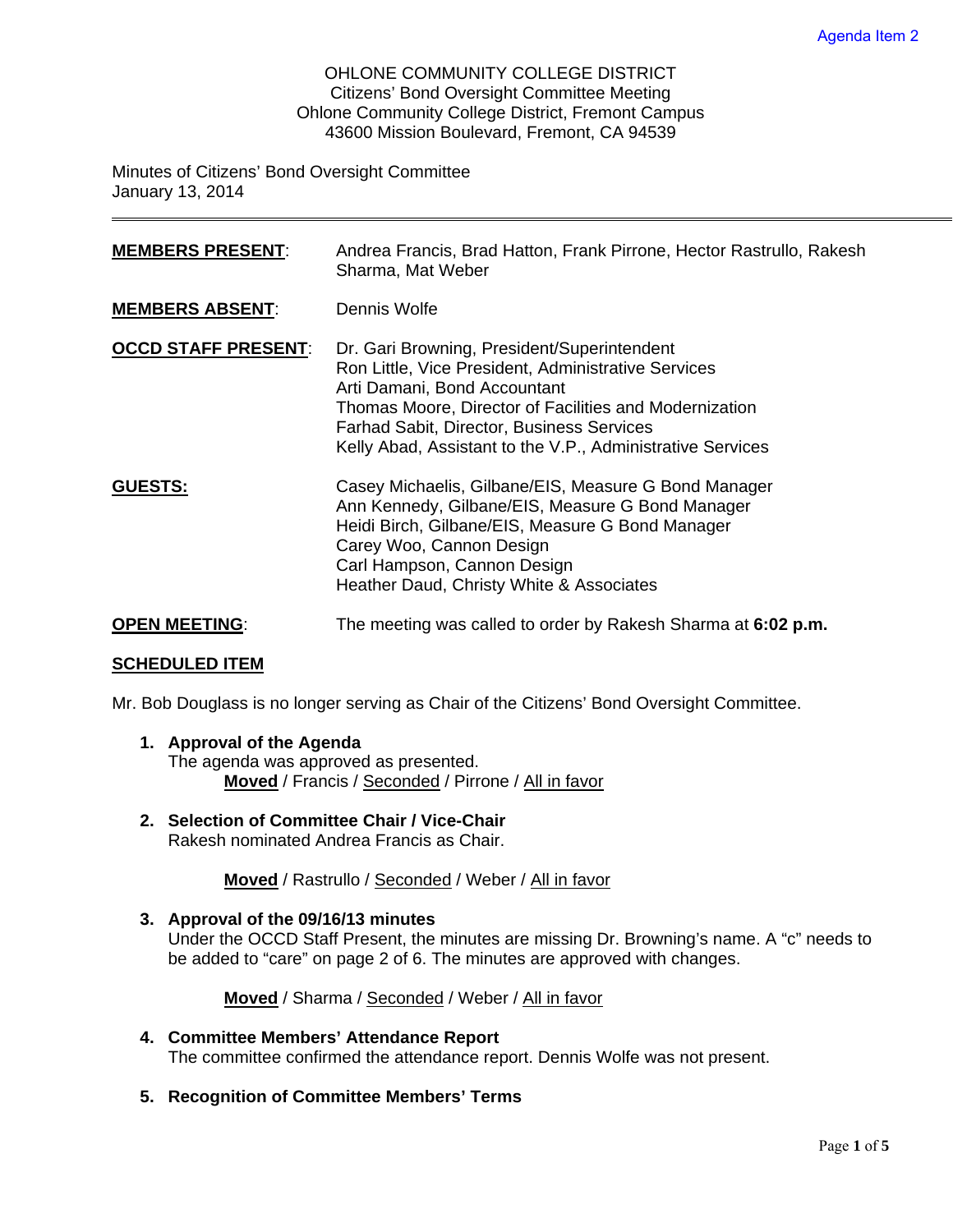Agenda Item 2

OHLONE COMMUNITY COLLEGE DISTRICT
Citizens' Bond Oversight Committee Meeting
Ohlone Community College District, Fremont Campus
43600 Mission Boulevard, Fremont, CA 94539

Minutes of Citizens' Bond Oversight Committee
January 13, 2014

---

**MEMBERS PRESENT**: Andrea Francis, Brad Hatton, Frank Pirrone, Hector Rastrullo, Rakesh Sharma, Mat Weber

**MEMBERS ABSENT**: Dennis Wolfe

**OCCD STAFF PRESENT**: Dr. Gari Browning, President/Superintendent
Ron Little, Vice President, Administrative Services
Arti Damani, Bond Accountant
Thomas Moore, Director of Facilities and Modernization
Farhad Sabit, Director, Business Services
Kelly Abad, Assistant to the V.P., Administrative Services

**GUESTS:** Casey Michaelis, Gilbane/EIS, Measure G Bond Manager
Ann Kennedy, Gilbane/EIS, Measure G Bond Manager
Heidi Birch, Gilbane/EIS, Measure G Bond Manager
Carey Woo, Cannon Design
Carl Hampson, Cannon Design
Heather Daud, Christy White & Associates

**OPEN MEETING**: The meeting was called to order by Rakesh Sharma at **6:02 p.m.**

**SCHEDULED ITEM**

Mr. Bob Douglass is no longer serving as Chair of the Citizens' Bond Oversight Committee.

1. **Approval of the Agenda**
   The agenda was approved as presented.
   **Moved** / Francis / Seconded / Pirrone / All in favor

2. **Selection of Committee Chair / Vice-Chair**
   Rakesh nominated Andrea Francis as Chair.

   **Moved** / Rastrullo / Seconded / Weber / All in favor

3. **Approval of the 09/16/13 minutes**
   Under the OCCD Staff Present, the minutes are missing Dr. Browning's name. A "c" needs to be added to "care" on page 2 of 6. The minutes are approved with changes.

   **Moved** / Sharma / Seconded / Weber / All in favor

4. **Committee Members' Attendance Report**
   The committee confirmed the attendance report. Dennis Wolfe was not present.

5. **Recognition of Committee Members' Terms**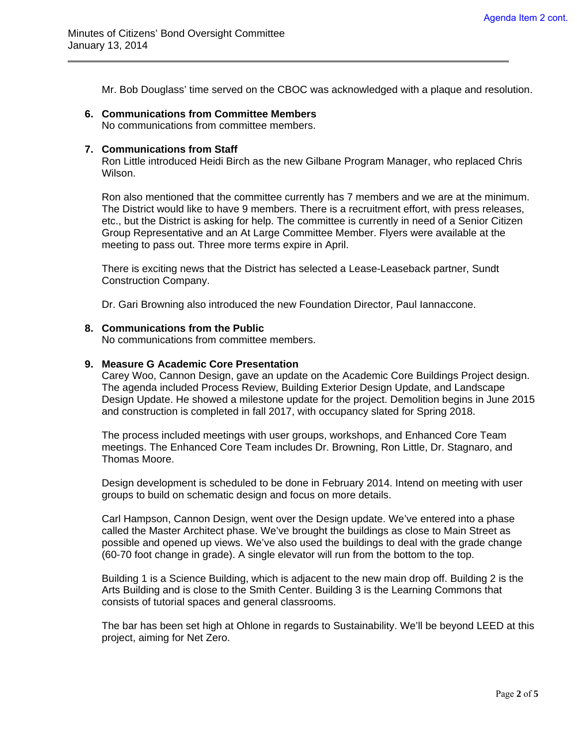Mr. Bob Douglass' time served on the CBOC was acknowledged with a plaque and resolution.

6. **Communications from Committee Members**
   No communications from committee members.

7. **Communications from Staff**
   Ron Little introduced Heidi Birch as the new Gilbane Program Manager, who replaced Chris Wilson.

   Ron also mentioned that the committee currently has 7 members and we are at the minimum. The District would like to have 9 members. There is a recruitment effort, with press releases, etc., but the District is asking for help. The committee is currently in need of a Senior Citizen Group Representative and an At Large Committee Member. Flyers were available at the meeting to pass out. Three more terms expire in April.

   There is exciting news that the District has selected a Lease-Leaseback partner, Sundt Construction Company.

   Dr. Gari Browning also introduced the new Foundation Director, Paul Iannaccone.

8. **Communications from the Public**
   No communications from committee members.

9. **Measure G Academic Core Presentation**
   Carey Woo, Cannon Design, gave an update on the Academic Core Buildings Project design. The agenda included Process Review, Building Exterior Design Update, and Landscape Design Update. He showed a milestone update for the project. Demolition begins in June 2015 and construction is completed in fall 2017, with occupancy slated for Spring 2018.

   The process included meetings with user groups, workshops, and Enhanced Core Team meetings. The Enhanced Core Team includes Dr. Browning, Ron Little, Dr. Stagnaro, and Thomas Moore.

   Design development is scheduled to be done in February 2014. Intend on meeting with user groups to build on schematic design and focus on more details.

   Carl Hampson, Cannon Design, went over the Design update. We've entered into a phase called the Master Architect phase. We've brought the buildings as close to Main Street as possible and opened up views. We've also used the buildings to deal with the grade change (60-70 foot change in grade). A single elevator will run from the bottom to the top.

   Building 1 is a Science Building, which is adjacent to the new main drop off. Building 2 is the Arts Building and is close to the Smith Center. Building 3 is the Learning Commons that consists of tutorial spaces and general classrooms.

   The bar has been set high at Ohlone in regards to Sustainability. We'll be beyond LEED at this project, aiming for Net Zero.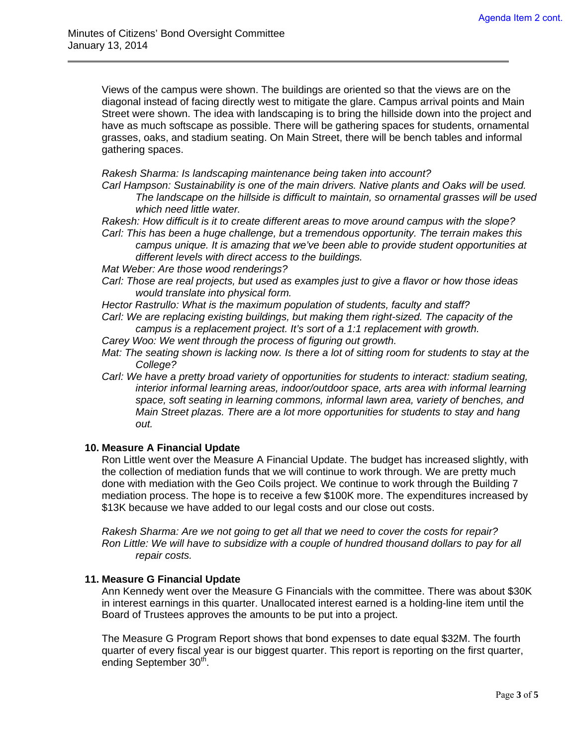Views of the campus were shown. The buildings are oriented so that the views are on the diagonal instead of facing directly west to mitigate the glare. Campus arrival points and Main Street were shown. The idea with landscaping is to bring the hillside down into the project and have as much softscape as possible. There will be gathering spaces for students, ornamental grasses, oaks, and stadium seating. On Main Street, there will be bench tables and informal gathering spaces.

*Rakesh Sharma: Is landscaping maintenance being taken into account?*

*Carl Hampson: Sustainability is one of the main drivers. Native plants and Oaks will be used. The landscape on the hillside is difficult to maintain, so ornamental grasses will be used which need little water.*

*Rakesh: How difficult is it to create different areas to move around campus with the slope?*

*Carl: This has been a huge challenge, but a tremendous opportunity. The terrain makes this campus unique. It is amazing that we've been able to provide student opportunities at different levels with direct access to the buildings.*

*Mat Weber: Are those wood renderings?*

*Carl: Those are real projects, but used as examples just to give a flavor or how those ideas would translate into physical form.*

*Hector Rastrullo: What is the maximum population of students, faculty and staff?*

*Carl: We are replacing existing buildings, but making them right-sized. The capacity of the campus is a replacement project. It's sort of a 1:1 replacement with growth.*

*Carey Woo: We went through the process of figuring out growth.*

*Mat: The seating shown is lacking now. Is there a lot of sitting room for students to stay at the College?*

*Carl: We have a pretty broad variety of opportunities for students to interact: stadium seating, interior informal learning areas, indoor/outdoor space, arts area with informal learning space, soft seating in learning commons, informal lawn area, variety of benches, and Main Street plazas. There are a lot more opportunities for students to stay and hang out.*

**10. Measure A Financial Update**

Ron Little went over the Measure A Financial Update. The budget has increased slightly, with the collection of mediation funds that we will continue to work through. We are pretty much done with mediation with the Geo Coils project. We continue to work through the Building 7 mediation process. The hope is to receive a few $100K more. The expenditures increased by $13K because we have added to our legal costs and our close out costs.

*Rakesh Sharma: Are we not going to get all that we need to cover the costs for repair?*

*Ron Little: We will have to subsidize with a couple of hundred thousand dollars to pay for all repair costs.*

**11. Measure G Financial Update**

Ann Kennedy went over the Measure G Financials with the committee. There was about $30K in interest earnings in this quarter. Unallocated interest earned is a holding-line item until the Board of Trustees approves the amounts to be put into a project.

The Measure G Program Report shows that bond expenses to date equal $32M. The fourth quarter of every fiscal year is our biggest quarter. This report is reporting on the first quarter, ending September 30th.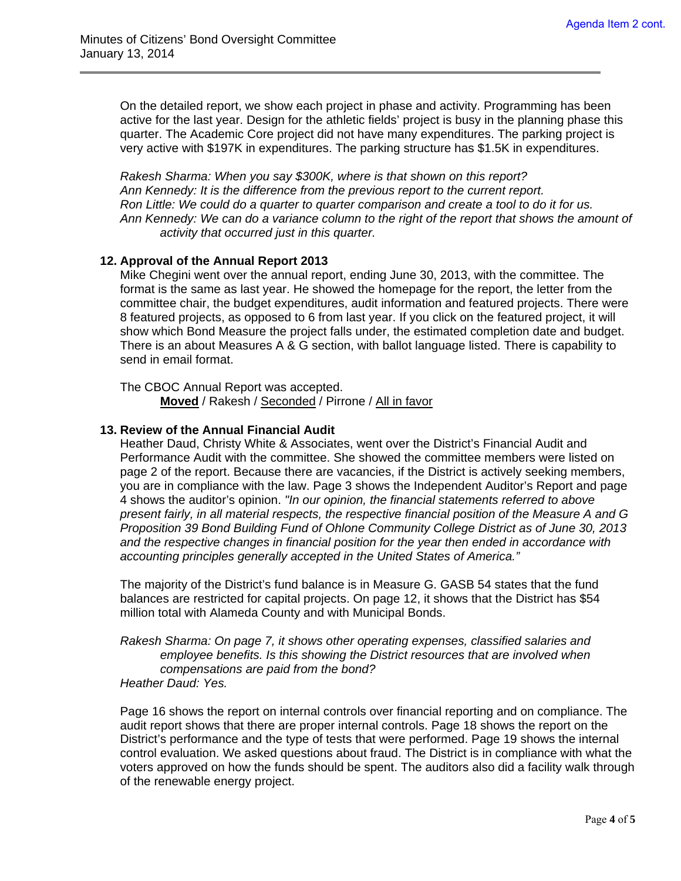On the detailed report, we show each project in phase and activity. Programming has been active for the last year. Design for the athletic fields' project is busy in the planning phase this quarter. The Academic Core project did not have many expenditures. The parking project is very active with $197K in expenditures. The parking structure has $1.5K in expenditures.

*Rakesh Sharma: When you say $300K, where is that shown on this report?*
*Ann Kennedy: It is the difference from the previous report to the current report.*
*Ron Little: We could do a quarter to quarter comparison and create a tool to do it for us.*
*Ann Kennedy: We can do a variance column to the right of the report that shows the amount of activity that occurred just in this quarter.*

**12. Approval of the Annual Report 2013**

Mike Chegini went over the annual report, ending June 30, 2013, with the committee. The format is the same as last year. He showed the homepage for the report, the letter from the committee chair, the budget expenditures, audit information and featured projects. There were 8 featured projects, as opposed to 6 from last year. If you click on the featured project, it will show which Bond Measure the project falls under, the estimated completion date and budget. There is an about Measures A & G section, with ballot language listed. There is capability to send in email format.

The CBOC Annual Report was accepted.
**Moved** / Rakesh / Seconded / Pirrone / All in favor

**13. Review of the Annual Financial Audit**

Heather Daud, Christy White & Associates, went over the District's Financial Audit and Performance Audit with the committee. She showed the committee members were listed on page 2 of the report. Because there are vacancies, if the District is actively seeking members, you are in compliance with the law. Page 3 shows the Independent Auditor's Report and page 4 shows the auditor's opinion. *"In our opinion, the financial statements referred to above present fairly, in all material respects, the respective financial position of the Measure A and G Proposition 39 Bond Building Fund of Ohlone Community College District as of June 30, 2013 and the respective changes in financial position for the year then ended in accordance with accounting principles generally accepted in the United States of America."*

The majority of the District's fund balance is in Measure G. GASB 54 states that the fund balances are restricted for capital projects. On page 12, it shows that the District has $54 million total with Alameda County and with Municipal Bonds.

*Rakesh Sharma: On page 7, it shows other operating expenses, classified salaries and employee benefits. Is this showing the District resources that are involved when compensations are paid from the bond?*
*Heather Daud: Yes.*

Page 16 shows the report on internal controls over financial reporting and on compliance. The audit report shows that there are proper internal controls. Page 18 shows the report on the District's performance and the type of tests that were performed. Page 19 shows the internal control evaluation. We asked questions about fraud. The District is in compliance with what the voters approved on how the funds should be spent. The auditors also did a facility walk through of the renewable energy project.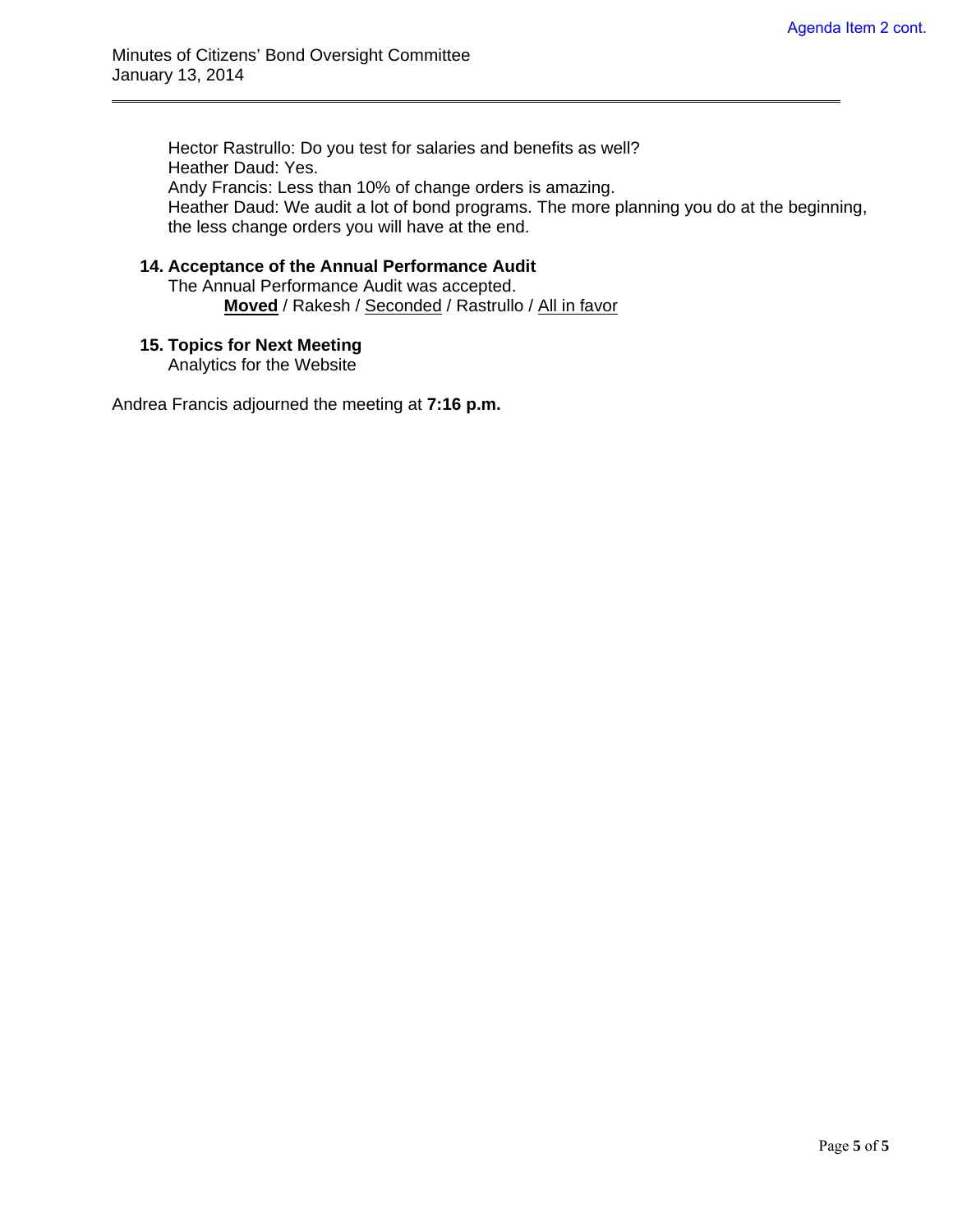Hector Rastrullo: Do you test for salaries and benefits as well?
Heather Daud: Yes.
Andy Francis: Less than 10% of change orders is amazing.
Heather Daud: We audit a lot of bond programs. The more planning you do at the beginning, the less change orders you will have at the end.

**14. Acceptance of the Annual Performance Audit**

The Annual Performance Audit was accepted.
**Moved** / Rakesh / Seconded / Rastrullo / All in favor

**15. Topics for Next Meeting**

Analytics for the Website

Andrea Francis adjourned the meeting at **7:16 p.m.**